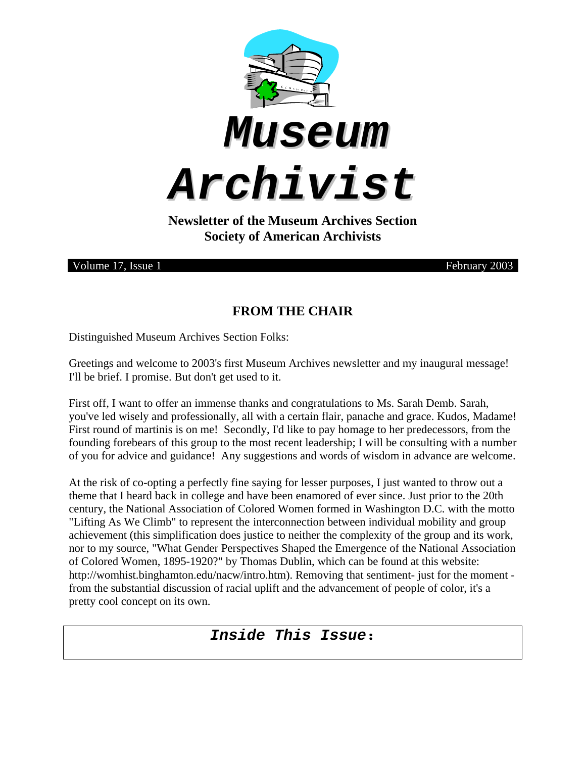# Museum Archivist

**Newsletter of the Museum Archives Section**
**Society of American Archivists**

Volume 17, Issue 1 February 2003

## FROM THE CHAIR

Distinguished Museum Archives Section Folks:

Greetings and welcome to 2003's first Museum Archives newsletter and my inaugural message! I'll be brief. I promise. But don't get used to it.

First off, I want to offer an immense thanks and congratulations to Ms. Sarah Demb. Sarah, you've led wisely and professionally, all with a certain flair, panache and grace. Kudos, Madame! First round of martinis is on me! Secondly, I'd like to pay homage to her predecessors, from the founding forebears of this group to the most recent leadership; I will be consulting with a number of you for advice and guidance! Any suggestions and words of wisdom in advance are welcome.

At the risk of co-opting a perfectly fine saying for lesser purposes, I just wanted to throw out a theme that I heard back in college and have been enamored of ever since. Just prior to the 20th century, the National Association of Colored Women formed in Washington D.C. with the motto "Lifting As We Climb" to represent the interconnection between individual mobility and group achievement (this simplification does justice to neither the complexity of the group and its work, nor to my source, "What Gender Perspectives Shaped the Emergence of the National Association of Colored Women, 1895-1920?" by Thomas Dublin, which can be found at this website: http://womhist.binghamton.edu/nacw/intro.htm). Removing that sentiment- just for the moment - from the substantial discussion of racial uplift and the advancement of people of color, it's a pretty cool concept on its own.

***Inside This Issue*:**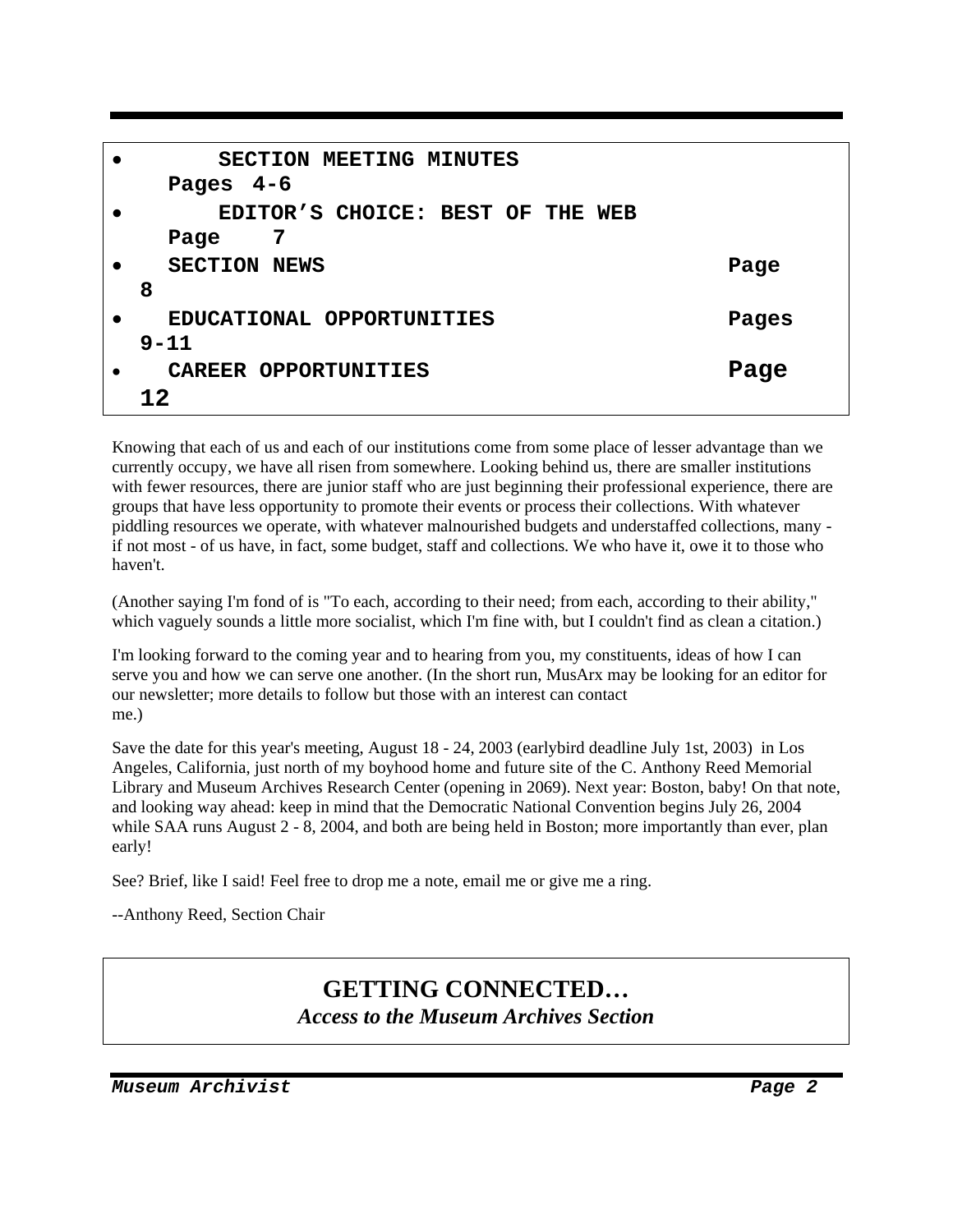- SECTION MEETING MINUTES Pages 4-6
- EDITOR'S CHOICE: BEST OF THE WEB Page 7
- SECTION NEWS Page 8
- EDUCATIONAL OPPORTUNITIES Pages 9-11
- CAREER OPPORTUNITIES Page 12

Knowing that each of us and each of our institutions come from some place of lesser advantage than we currently occupy, we have all risen from somewhere. Looking behind us, there are smaller institutions with fewer resources, there are junior staff who are just beginning their professional experience, there are groups that have less opportunity to promote their events or process their collections. With whatever piddling resources we operate, with whatever malnourished budgets and understaffed collections, many - if not most - of us have, in fact, some budget, staff and collections. We who have it, owe it to those who haven't.

(Another saying I'm fond of is "To each, according to their need; from each, according to their ability," which vaguely sounds a little more socialist, which I'm fine with, but I couldn't find as clean a citation.)

I'm looking forward to the coming year and to hearing from you, my constituents, ideas of how I can serve you and how we can serve one another. (In the short run, MusArx may be looking for an editor for our newsletter; more details to follow but those with an interest can contact me.)

Save the date for this year's meeting, August 18 - 24, 2003 (earlybird deadline July 1st, 2003) in Los Angeles, California, just north of my boyhood home and future site of the C. Anthony Reed Memorial Library and Museum Archives Research Center (opening in 2069). Next year: Boston, baby! On that note, and looking way ahead: keep in mind that the Democratic National Convention begins July 26, 2004 while SAA runs August 2 - 8, 2004, and both are being held in Boston; more importantly than ever, plan early!

See? Brief, like I said! Feel free to drop me a note, email me or give me a ring.

--Anthony Reed, Section Chair

## GETTING CONNECTED…

***Access to the Museum Archives Section***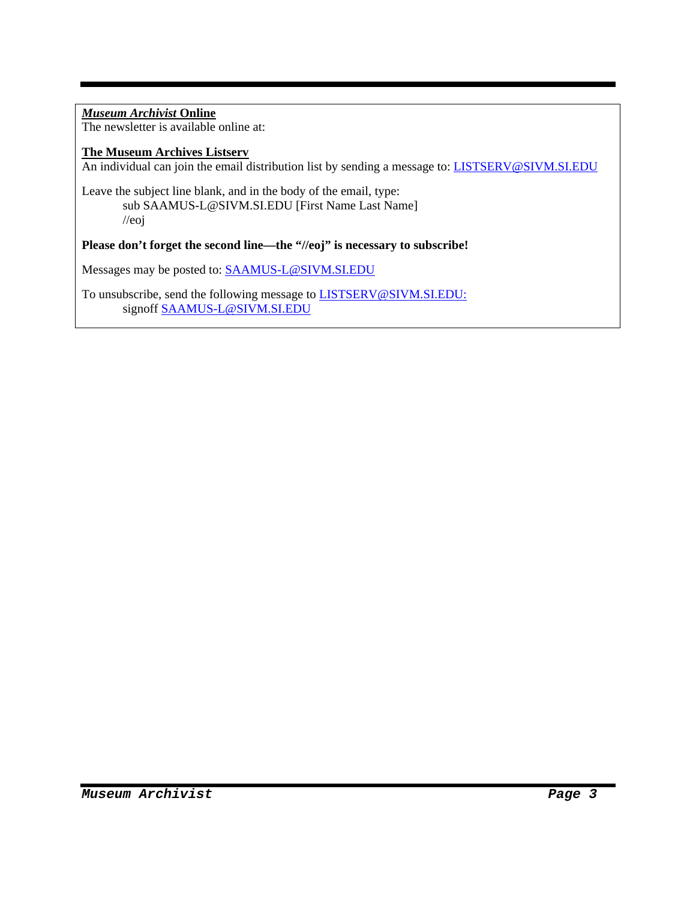***Museum Archivist* Online**

The newsletter is available online at:

**The Museum Archives Listserv**

An individual can join the email distribution list by sending a message to: LISTSERV@SIVM.SI.EDU

Leave the subject line blank, and in the body of the email, type:

```
sub SAAMUS-L@SIVM.SI.EDU [First Name Last Name]
//eoj
```

**Please don't forget the second line—the "//eoj" is necessary to subscribe!**

Messages may be posted to: SAAMUS-L@SIVM.SI.EDU

To unsubscribe, send the following message to LISTSERV@SIVM.SI.EDU:

```
signoff SAAMUS-L@SIVM.SI.EDU
```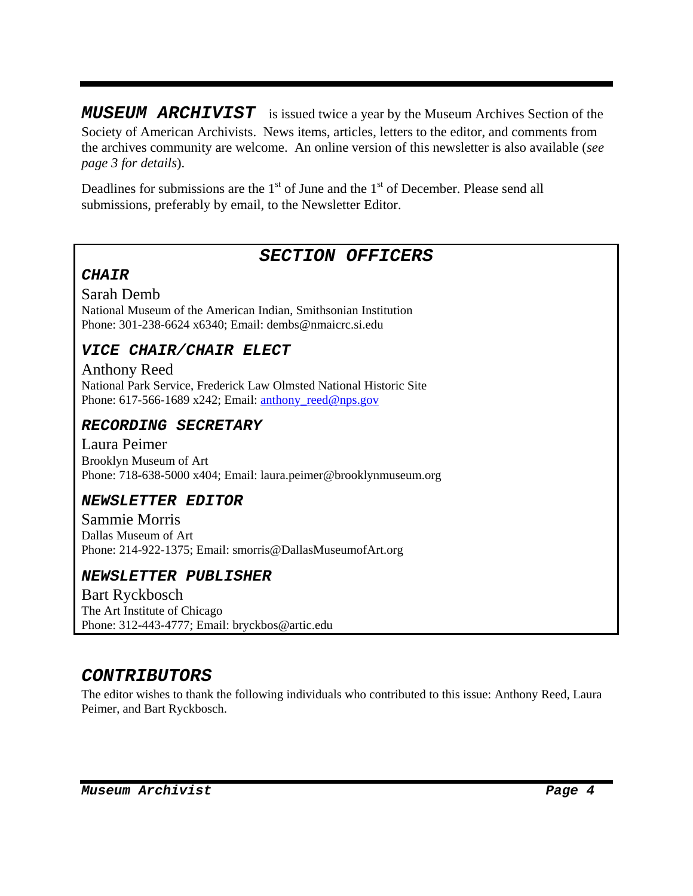***MUSEUM ARCHIVIST*** is issued twice a year by the Museum Archives Section of the Society of American Archivists. News items, articles, letters to the editor, and comments from the archives community are welcome. An online version of this newsletter is also available (*see page 3 for details*).

Deadlines for submissions are the 1st of June and the 1st of December. Please send all submissions, preferably by email, to the Newsletter Editor.

## *SECTION OFFICERS*

### *CHAIR*

Sarah Demb
National Museum of the American Indian, Smithsonian Institution
Phone: 301-238-6624 x6340; Email: dembs@nmaicrc.si.edu

### *VICE CHAIR/CHAIR ELECT*

Anthony Reed
National Park Service, Frederick Law Olmsted National Historic Site
Phone: 617-566-1689 x242; Email: anthony_reed@nps.gov

### *RECORDING SECRETARY*

Laura Peimer
Brooklyn Museum of Art
Phone: 718-638-5000 x404; Email: laura.peimer@brooklynmuseum.org

### *NEWSLETTER EDITOR*

Sammie Morris
Dallas Museum of Art
Phone: 214-922-1375; Email: smorris@DallasMuseumofArt.org

### *NEWSLETTER PUBLISHER*

Bart Ryckbosch
The Art Institute of Chicago
Phone: 312-443-4777; Email: bryckbos@artic.edu

## *CONTRIBUTORS*

The editor wishes to thank the following individuals who contributed to this issue: Anthony Reed, Laura Peimer, and Bart Ryckbosch.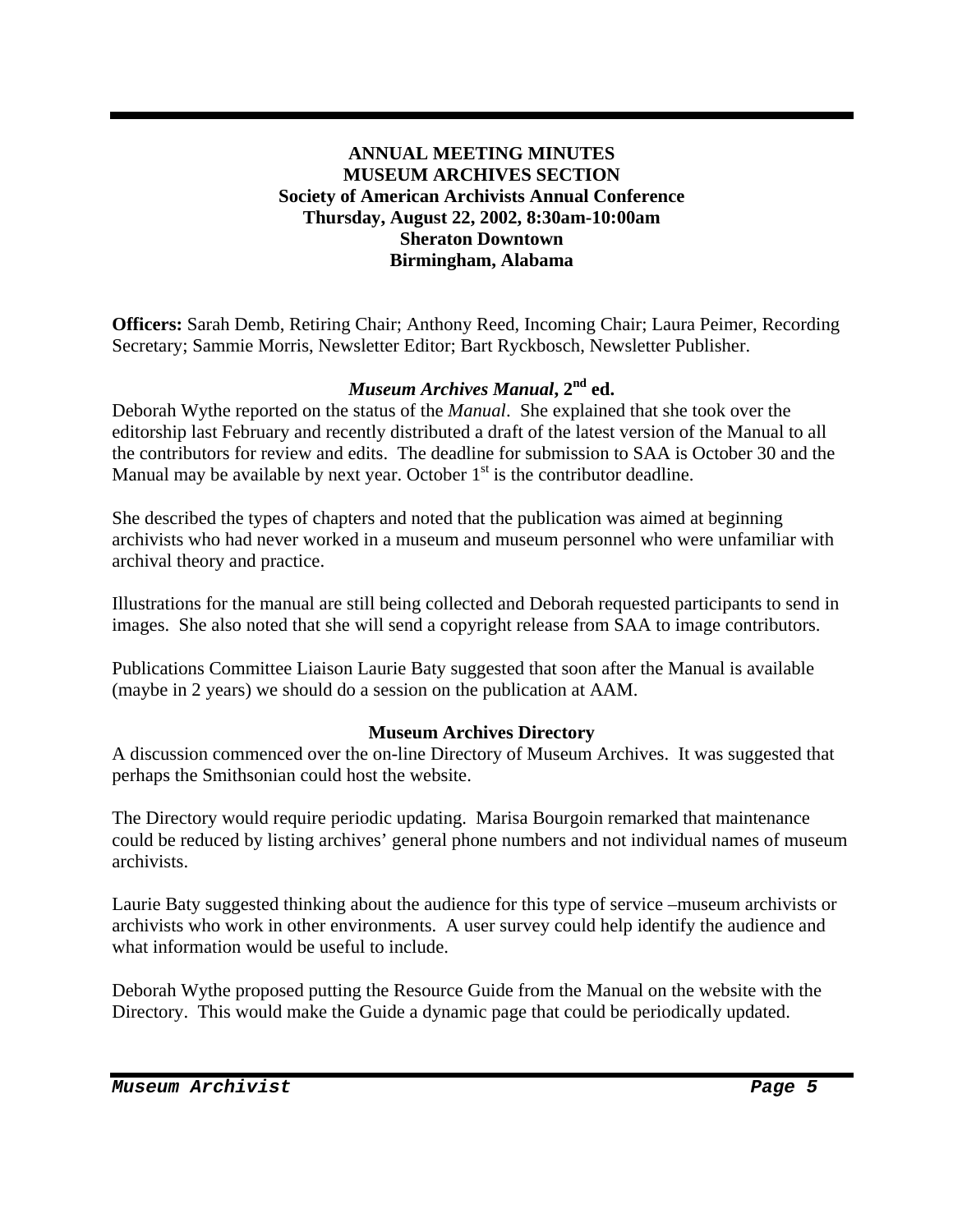## ANNUAL MEETING MINUTES
## MUSEUM ARCHIVES SECTION
### Society of American Archivists Annual Conference
### Thursday, August 22, 2002, 8:30am-10:00am
### Sheraton Downtown
### Birmingham, Alabama

**Officers:** Sarah Demb, Retiring Chair; Anthony Reed, Incoming Chair; Laura Peimer, Recording Secretary; Sammie Morris, Newsletter Editor; Bart Ryckbosch, Newsletter Publisher.

### *Museum Archives Manual*, 2nd ed.

Deborah Wythe reported on the status of the *Manual*. She explained that she took over the editorship last February and recently distributed a draft of the latest version of the Manual to all the contributors for review and edits. The deadline for submission to SAA is October 30 and the Manual may be available by next year. October 1st is the contributor deadline.

She described the types of chapters and noted that the publication was aimed at beginning archivists who had never worked in a museum and museum personnel who were unfamiliar with archival theory and practice.

Illustrations for the manual are still being collected and Deborah requested participants to send in images. She also noted that she will send a copyright release from SAA to image contributors.

Publications Committee Liaison Laurie Baty suggested that soon after the Manual is available (maybe in 2 years) we should do a session on the publication at AAM.

### Museum Archives Directory

A discussion commenced over the on-line Directory of Museum Archives. It was suggested that perhaps the Smithsonian could host the website.

The Directory would require periodic updating. Marisa Bourgoin remarked that maintenance could be reduced by listing archives' general phone numbers and not individual names of museum archivists.

Laurie Baty suggested thinking about the audience for this type of service –museum archivists or archivists who work in other environments. A user survey could help identify the audience and what information would be useful to include.

Deborah Wythe proposed putting the Resource Guide from the Manual on the website with the Directory. This would make the Guide a dynamic page that could be periodically updated.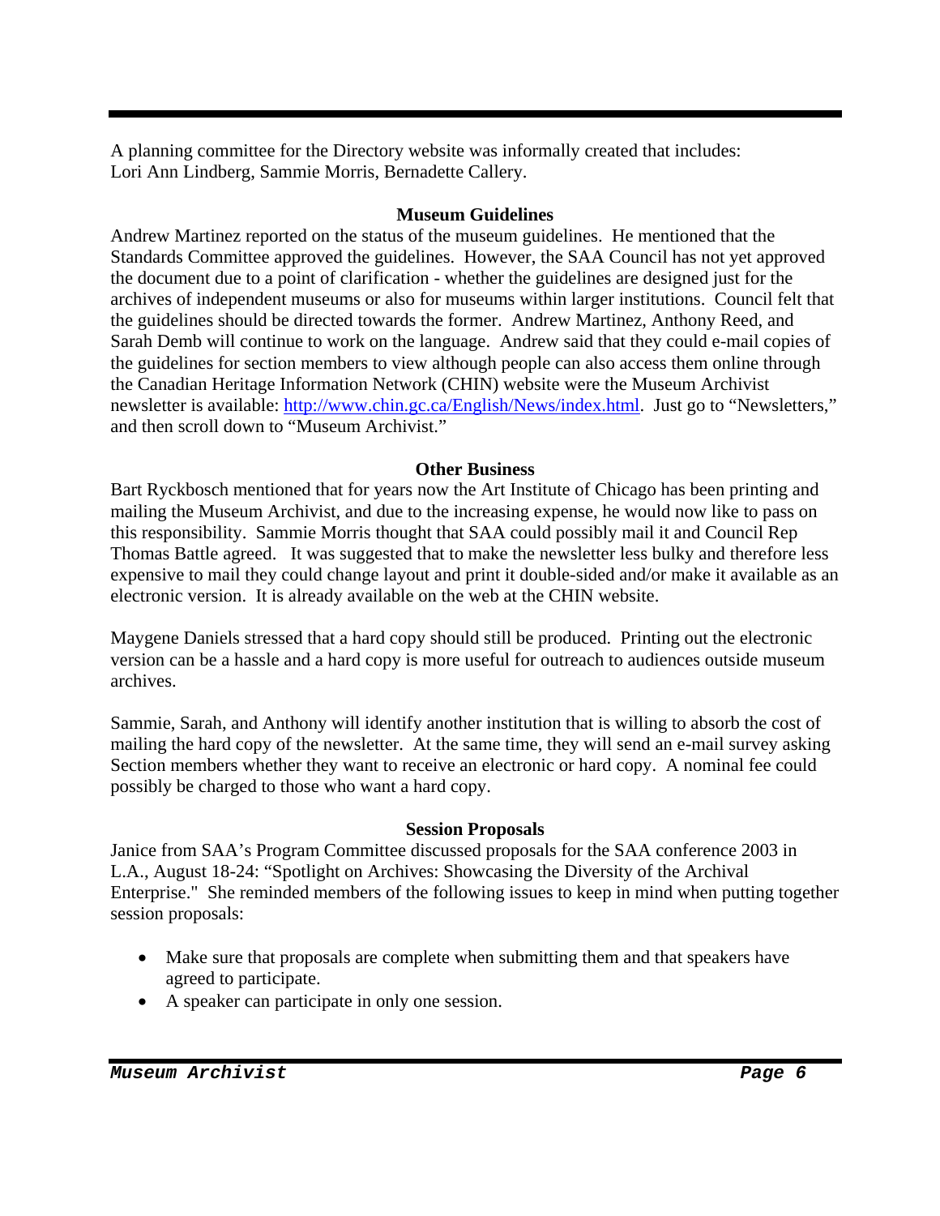A planning committee for the Directory website was informally created that includes: Lori Ann Lindberg, Sammie Morris, Bernadette Callery.

### Museum Guidelines

Andrew Martinez reported on the status of the museum guidelines. He mentioned that the Standards Committee approved the guidelines. However, the SAA Council has not yet approved the document due to a point of clarification - whether the guidelines are designed just for the archives of independent museums or also for museums within larger institutions. Council felt that the guidelines should be directed towards the former. Andrew Martinez, Anthony Reed, and Sarah Demb will continue to work on the language. Andrew said that they could e-mail copies of the guidelines for section members to view although people can also access them online through the Canadian Heritage Information Network (CHIN) website were the Museum Archivist newsletter is available: http://www.chin.gc.ca/English/News/index.html. Just go to "Newsletters," and then scroll down to "Museum Archivist."

### Other Business

Bart Ryckbosch mentioned that for years now the Art Institute of Chicago has been printing and mailing the Museum Archivist, and due to the increasing expense, he would now like to pass on this responsibility. Sammie Morris thought that SAA could possibly mail it and Council Rep Thomas Battle agreed. It was suggested that to make the newsletter less bulky and therefore less expensive to mail they could change layout and print it double-sided and/or make it available as an electronic version. It is already available on the web at the CHIN website.

Maygene Daniels stressed that a hard copy should still be produced. Printing out the electronic version can be a hassle and a hard copy is more useful for outreach to audiences outside museum archives.

Sammie, Sarah, and Anthony will identify another institution that is willing to absorb the cost of mailing the hard copy of the newsletter. At the same time, they will send an e-mail survey asking Section members whether they want to receive an electronic or hard copy. A nominal fee could possibly be charged to those who want a hard copy.

### Session Proposals

Janice from SAA's Program Committee discussed proposals for the SAA conference 2003 in L.A., August 18-24: "Spotlight on Archives: Showcasing the Diversity of the Archival Enterprise." She reminded members of the following issues to keep in mind when putting together session proposals:

- Make sure that proposals are complete when submitting them and that speakers have agreed to participate.
- A speaker can participate in only one session.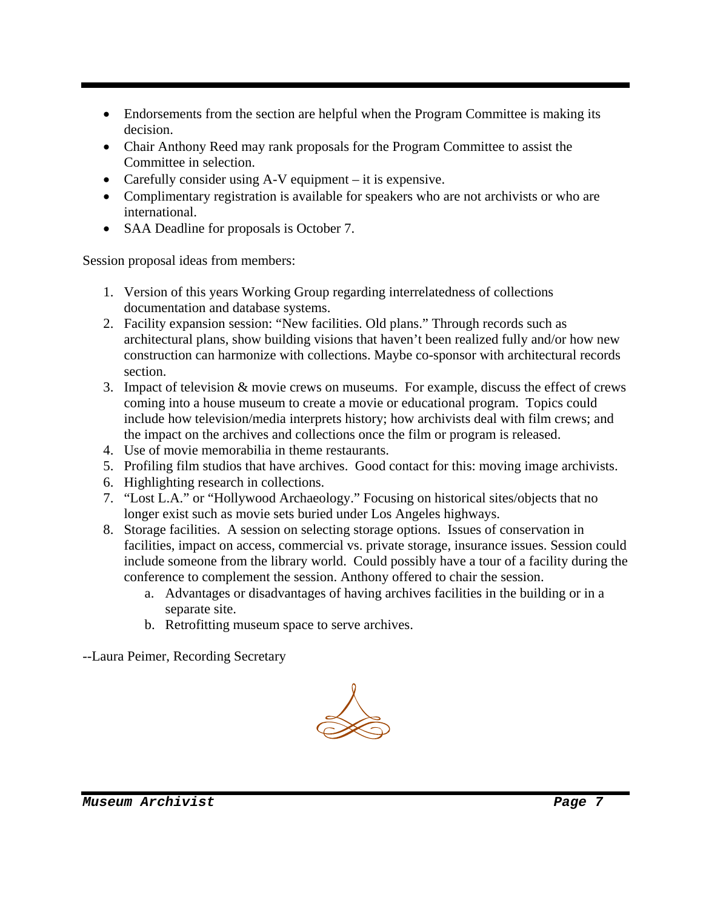- Endorsements from the section are helpful when the Program Committee is making its decision.
- Chair Anthony Reed may rank proposals for the Program Committee to assist the Committee in selection.
- Carefully consider using A-V equipment – it is expensive.
- Complimentary registration is available for speakers who are not archivists or who are international.
- SAA Deadline for proposals is October 7.

Session proposal ideas from members:

1. Version of this years Working Group regarding interrelatedness of collections documentation and database systems.
2. Facility expansion session: "New facilities. Old plans." Through records such as architectural plans, show building visions that haven't been realized fully and/or how new construction can harmonize with collections. Maybe co-sponsor with architectural records section.
3. Impact of television & movie crews on museums. For example, discuss the effect of crews coming into a house museum to create a movie or educational program. Topics could include how television/media interprets history; how archivists deal with film crews; and the impact on the archives and collections once the film or program is released.
4. Use of movie memorabilia in theme restaurants.
5. Profiling film studios that have archives. Good contact for this: moving image archivists.
6. Highlighting research in collections.
7. "Lost L.A." or "Hollywood Archaeology." Focusing on historical sites/objects that no longer exist such as movie sets buried under Los Angeles highways.
8. Storage facilities. A session on selecting storage options. Issues of conservation in facilities, impact on access, commercial vs. private storage, insurance issues. Session could include someone from the library world. Could possibly have a tour of a facility during the conference to complement the session. Anthony offered to chair the session.
    a. Advantages or disadvantages of having archives facilities in the building or in a separate site.
    b. Retrofitting museum space to serve archives.

--Laura Peimer, Recording Secretary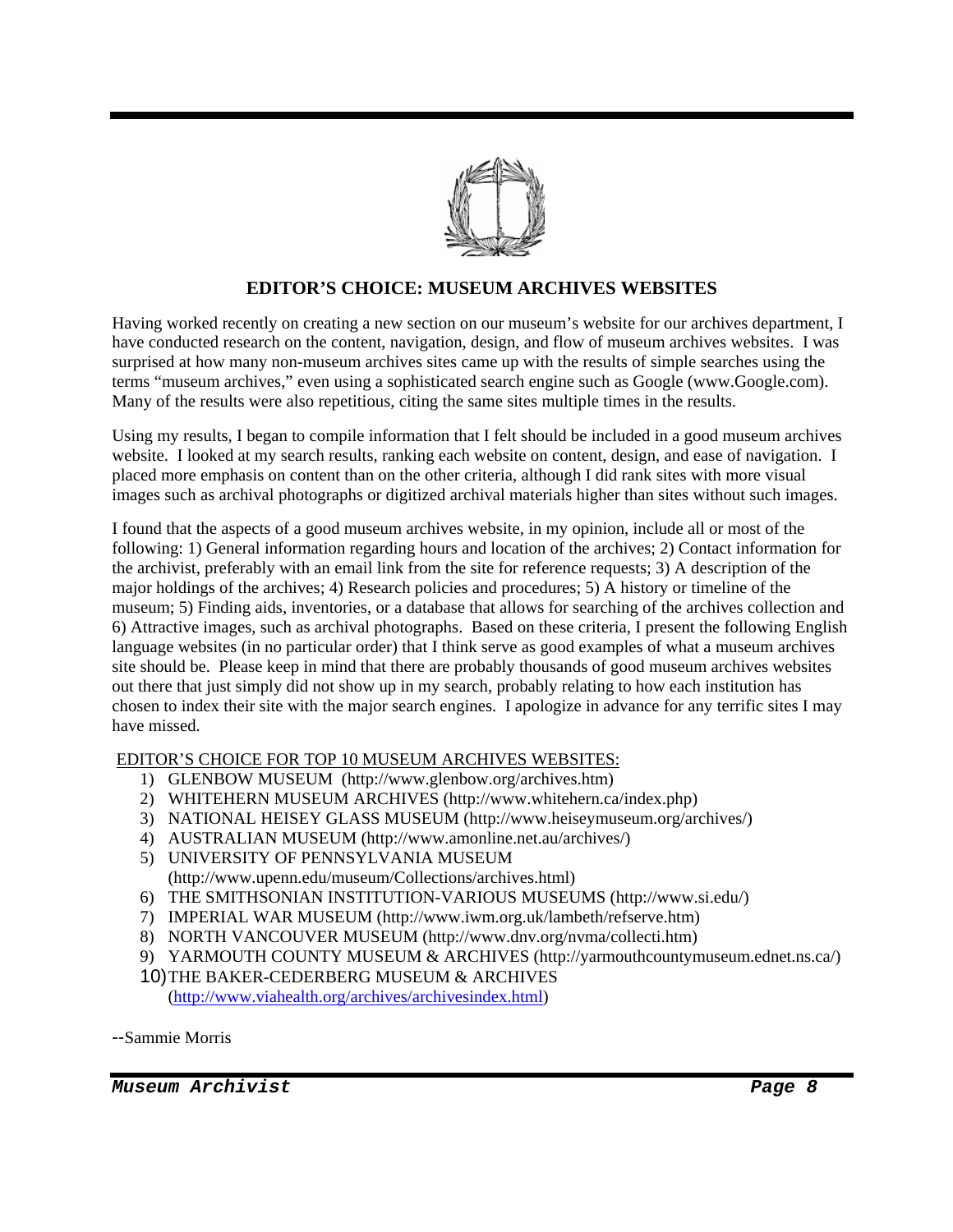## EDITOR'S CHOICE: MUSEUM ARCHIVES WEBSITES

Having worked recently on creating a new section on our museum's website for our archives department, I have conducted research on the content, navigation, design, and flow of museum archives websites. I was surprised at how many non-museum archives sites came up with the results of simple searches using the terms "museum archives," even using a sophisticated search engine such as Google (www.Google.com). Many of the results were also repetitious, citing the same sites multiple times in the results.

Using my results, I began to compile information that I felt should be included in a good museum archives website. I looked at my search results, ranking each website on content, design, and ease of navigation. I placed more emphasis on content than on the other criteria, although I did rank sites with more visual images such as archival photographs or digitized archival materials higher than sites without such images.

I found that the aspects of a good museum archives website, in my opinion, include all or most of the following: 1) General information regarding hours and location of the archives; 2) Contact information for the archivist, preferably with an email link from the site for reference requests; 3) A description of the major holdings of the archives; 4) Research policies and procedures; 5) A history or timeline of the museum; 5) Finding aids, inventories, or a database that allows for searching of the archives collection and 6) Attractive images, such as archival photographs. Based on these criteria, I present the following English language websites (in no particular order) that I think serve as good examples of what a museum archives site should be. Please keep in mind that there are probably thousands of good museum archives websites out there that just simply did not show up in my search, probably relating to how each institution has chosen to index their site with the major search engines. I apologize in advance for any terrific sites I may have missed.

EDITOR'S CHOICE FOR TOP 10 MUSEUM ARCHIVES WEBSITES:

1) GLENBOW MUSEUM (http://www.glenbow.org/archives.htm)
2) WHITEHERN MUSEUM ARCHIVES (http://www.whitehern.ca/index.php)
3) NATIONAL HEISEY GLASS MUSEUM (http://www.heiseymuseum.org/archives/)
4) AUSTRALIAN MUSEUM (http://www.amonline.net.au/archives/)
5) UNIVERSITY OF PENNSYLVANIA MUSEUM (http://www.upenn.edu/museum/Collections/archives.html)
6) THE SMITHSONIAN INSTITUTION-VARIOUS MUSEUMS (http://www.si.edu/)
7) IMPERIAL WAR MUSEUM (http://www.iwm.org.uk/lambeth/refserve.htm)
8) NORTH VANCOUVER MUSEUM (http://www.dnv.org/nvma/collecti.htm)
9) YARMOUTH COUNTY MUSEUM & ARCHIVES (http://yarmouthcountymuseum.ednet.ns.ca/)
10) THE BAKER-CEDERBERG MUSEUM & ARCHIVES (http://www.viahealth.org/archives/archivesindex.html)

--Sammie Morris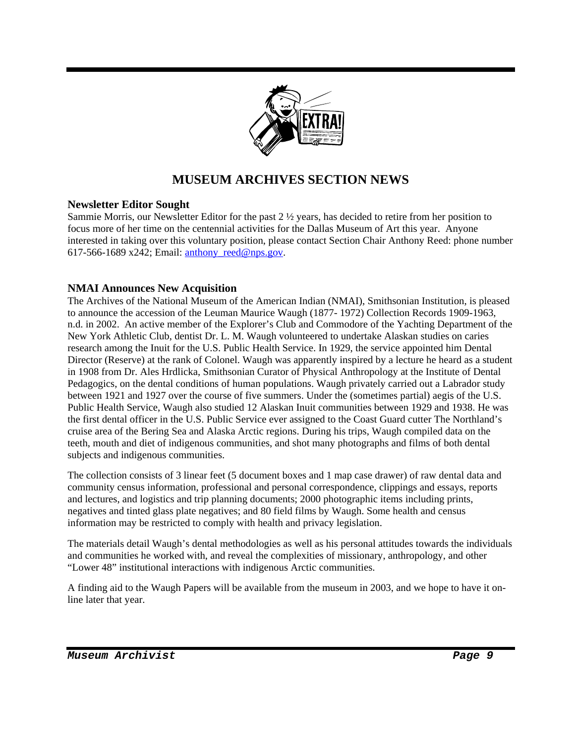# MUSEUM ARCHIVES SECTION NEWS

### Newsletter Editor Sought

Sammie Morris, our Newsletter Editor for the past 2 ½ years, has decided to retire from her position to focus more of her time on the centennial activities for the Dallas Museum of Art this year. Anyone interested in taking over this voluntary position, please contact Section Chair Anthony Reed: phone number 617-566-1689 x242; Email: anthony_reed@nps.gov.

### NMAI Announces New Acquisition

The Archives of the National Museum of the American Indian (NMAI), Smithsonian Institution, is pleased to announce the accession of the Leuman Maurice Waugh (1877- 1972) Collection Records 1909-1963, n.d. in 2002. An active member of the Explorer's Club and Commodore of the Yachting Department of the New York Athletic Club, dentist Dr. L. M. Waugh volunteered to undertake Alaskan studies on caries research among the Inuit for the U.S. Public Health Service. In 1929, the service appointed him Dental Director (Reserve) at the rank of Colonel. Waugh was apparently inspired by a lecture he heard as a student in 1908 from Dr. Ales Hrdlicka, Smithsonian Curator of Physical Anthropology at the Institute of Dental Pedagogics, on the dental conditions of human populations. Waugh privately carried out a Labrador study between 1921 and 1927 over the course of five summers. Under the (sometimes partial) aegis of the U.S. Public Health Service, Waugh also studied 12 Alaskan Inuit communities between 1929 and 1938. He was the first dental officer in the U.S. Public Service ever assigned to the Coast Guard cutter The Northland's cruise area of the Bering Sea and Alaska Arctic regions. During his trips, Waugh compiled data on the teeth, mouth and diet of indigenous communities, and shot many photographs and films of both dental subjects and indigenous communities.

The collection consists of 3 linear feet (5 document boxes and 1 map case drawer) of raw dental data and community census information, professional and personal correspondence, clippings and essays, reports and lectures, and logistics and trip planning documents; 2000 photographic items including prints, negatives and tinted glass plate negatives; and 80 field films by Waugh. Some health and census information may be restricted to comply with health and privacy legislation.

The materials detail Waugh's dental methodologies as well as his personal attitudes towards the individuals and communities he worked with, and reveal the complexities of missionary, anthropology, and other "Lower 48" institutional interactions with indigenous Arctic communities.

A finding aid to the Waugh Papers will be available from the museum in 2003, and we hope to have it on-line later that year.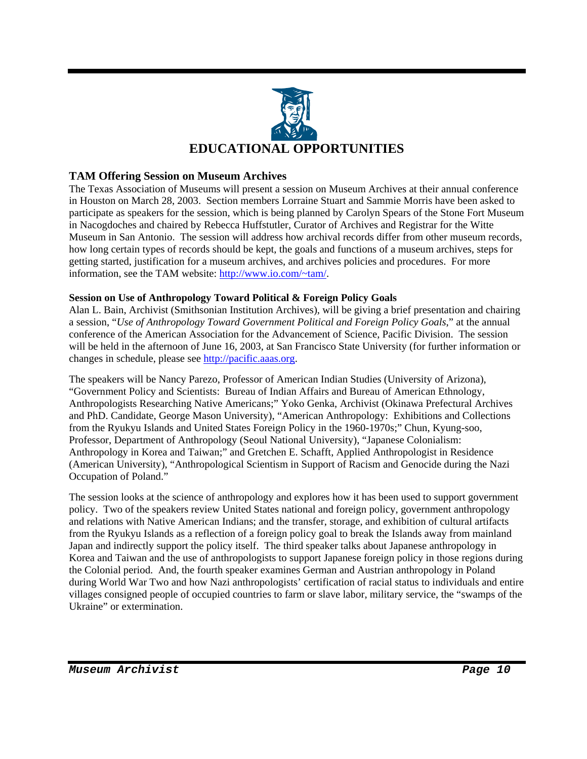# EDUCATIONAL OPPORTUNITIES

## TAM Offering Session on Museum Archives

The Texas Association of Museums will present a session on Museum Archives at their annual conference in Houston on March 28, 2003. Section members Lorraine Stuart and Sammie Morris have been asked to participate as speakers for the session, which is being planned by Carolyn Spears of the Stone Fort Museum in Nacogdoches and chaired by Rebecca Huffstutler, Curator of Archives and Registrar for the Witte Museum in San Antonio. The session will address how archival records differ from other museum records, how long certain types of records should be kept, the goals and functions of a museum archives, steps for getting started, justification for a museum archives, and archives policies and procedures. For more information, see the TAM website: http://www.io.com/~tam/.

### Session on Use of Anthropology Toward Political & Foreign Policy Goals

Alan L. Bain, Archivist (Smithsonian Institution Archives), will be giving a brief presentation and chairing a session, "*Use of Anthropology Toward Government Political and Foreign Policy Goals*," at the annual conference of the American Association for the Advancement of Science, Pacific Division. The session will be held in the afternoon of June 16, 2003, at San Francisco State University (for further information or changes in schedule, please see http://pacific.aaas.org.

The speakers will be Nancy Parezo, Professor of American Indian Studies (University of Arizona), "Government Policy and Scientists: Bureau of Indian Affairs and Bureau of American Ethnology, Anthropologists Researching Native Americans;" Yoko Genka, Archivist (Okinawa Prefectural Archives and PhD. Candidate, George Mason University), "American Anthropology: Exhibitions and Collections from the Ryukyu Islands and United States Foreign Policy in the 1960-1970s;" Chun, Kyung-soo, Professor, Department of Anthropology (Seoul National University), "Japanese Colonialism: Anthropology in Korea and Taiwan;" and Gretchen E. Schafft, Applied Anthropologist in Residence (American University), "Anthropological Scientism in Support of Racism and Genocide during the Nazi Occupation of Poland."

The session looks at the science of anthropology and explores how it has been used to support government policy. Two of the speakers review United States national and foreign policy, government anthropology and relations with Native American Indians; and the transfer, storage, and exhibition of cultural artifacts from the Ryukyu Islands as a reflection of a foreign policy goal to break the Islands away from mainland Japan and indirectly support the policy itself. The third speaker talks about Japanese anthropology in Korea and Taiwan and the use of anthropologists to support Japanese foreign policy in those regions during the Colonial period. And, the fourth speaker examines German and Austrian anthropology in Poland during World War Two and how Nazi anthropologists' certification of racial status to individuals and entire villages consigned people of occupied countries to farm or slave labor, military service, the "swamps of the Ukraine" or extermination.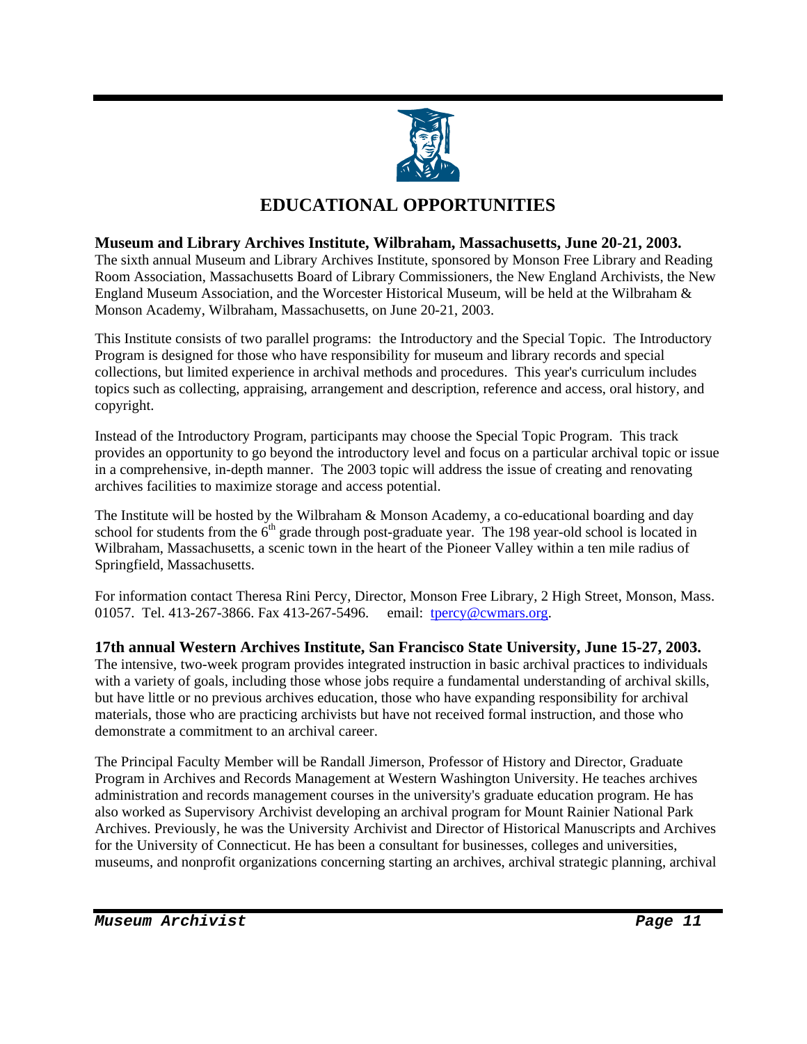# EDUCATIONAL OPPORTUNITIES

**Museum and Library Archives Institute, Wilbraham, Massachusetts, June 20-21, 2003.** The sixth annual Museum and Library Archives Institute, sponsored by Monson Free Library and Reading Room Association, Massachusetts Board of Library Commissioners, the New England Archivists, the New England Museum Association, and the Worcester Historical Museum, will be held at the Wilbraham & Monson Academy, Wilbraham, Massachusetts, on June 20-21, 2003.

This Institute consists of two parallel programs: the Introductory and the Special Topic. The Introductory Program is designed for those who have responsibility for museum and library records and special collections, but limited experience in archival methods and procedures. This year's curriculum includes topics such as collecting, appraising, arrangement and description, reference and access, oral history, and copyright.

Instead of the Introductory Program, participants may choose the Special Topic Program. This track provides an opportunity to go beyond the introductory level and focus on a particular archival topic or issue in a comprehensive, in-depth manner. The 2003 topic will address the issue of creating and renovating archives facilities to maximize storage and access potential.

The Institute will be hosted by the Wilbraham & Monson Academy, a co-educational boarding and day school for students from the 6th grade through post-graduate year. The 198 year-old school is located in Wilbraham, Massachusetts, a scenic town in the heart of the Pioneer Valley within a ten mile radius of Springfield, Massachusetts.

For information contact Theresa Rini Percy, Director, Monson Free Library, 2 High Street, Monson, Mass. 01057. Tel. 413-267-3866. Fax 413-267-5496. email: tpercy@cwmars.org.

**17th annual Western Archives Institute, San Francisco State University, June 15-27, 2003.** The intensive, two-week program provides integrated instruction in basic archival practices to individuals with a variety of goals, including those whose jobs require a fundamental understanding of archival skills, but have little or no previous archives education, those who have expanding responsibility for archival materials, those who are practicing archivists but have not received formal instruction, and those who demonstrate a commitment to an archival career.

The Principal Faculty Member will be Randall Jimerson, Professor of History and Director, Graduate Program in Archives and Records Management at Western Washington University. He teaches archives administration and records management courses in the university's graduate education program. He has also worked as Supervisory Archivist developing an archival program for Mount Rainier National Park Archives. Previously, he was the University Archivist and Director of Historical Manuscripts and Archives for the University of Connecticut. He has been a consultant for businesses, colleges and universities, museums, and nonprofit organizations concerning starting an archives, archival strategic planning, archival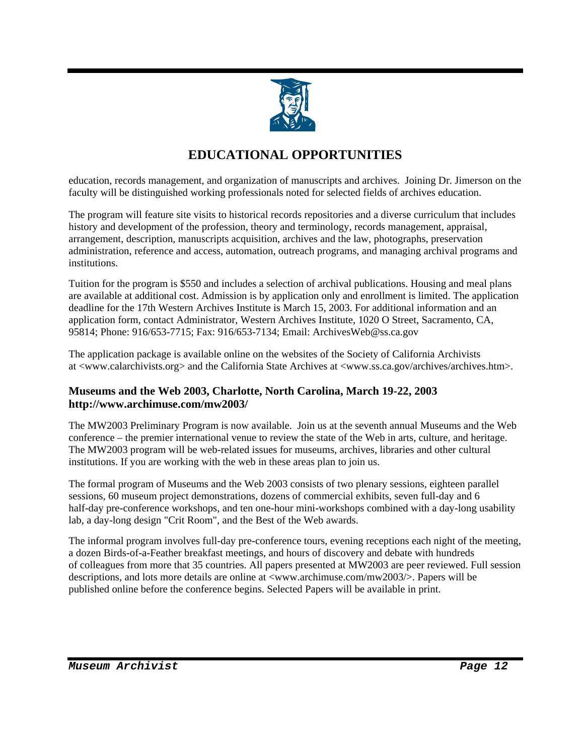# EDUCATIONAL OPPORTUNITIES

education, records management, and organization of manuscripts and archives. Joining Dr. Jimerson on the faculty will be distinguished working professionals noted for selected fields of archives education.

The program will feature site visits to historical records repositories and a diverse curriculum that includes history and development of the profession, theory and terminology, records management, appraisal, arrangement, description, manuscripts acquisition, archives and the law, photographs, preservation administration, reference and access, automation, outreach programs, and managing archival programs and institutions.

Tuition for the program is $550 and includes a selection of archival publications. Housing and meal plans are available at additional cost. Admission is by application only and enrollment is limited. The application deadline for the 17th Western Archives Institute is March 15, 2003. For additional information and an application form, contact Administrator, Western Archives Institute, 1020 O Street, Sacramento, CA, 95814; Phone: 916/653-7715; Fax: 916/653-7134; Email: ArchivesWeb@ss.ca.gov

The application package is available online on the websites of the Society of California Archivists at <www.calarchivists.org> and the California State Archives at <www.ss.ca.gov/archives/archives.htm>.

### Museums and the Web 2003, Charlotte, North Carolina, March 19-22, 2003 http://www.archimuse.com/mw2003/

The MW2003 Preliminary Program is now available. Join us at the seventh annual Museums and the Web conference – the premier international venue to review the state of the Web in arts, culture, and heritage. The MW2003 program will be web-related issues for museums, archives, libraries and other cultural institutions. If you are working with the web in these areas plan to join us.

The formal program of Museums and the Web 2003 consists of two plenary sessions, eighteen parallel sessions, 60 museum project demonstrations, dozens of commercial exhibits, seven full-day and 6 half-day pre-conference workshops, and ten one-hour mini-workshops combined with a day-long usability lab, a day-long design "Crit Room", and the Best of the Web awards.

The informal program involves full-day pre-conference tours, evening receptions each night of the meeting, a dozen Birds-of-a-Feather breakfast meetings, and hours of discovery and debate with hundreds of colleagues from more that 35 countries. All papers presented at MW2003 are peer reviewed. Full session descriptions, and lots more details are online at <www.archimuse.com/mw2003/>. Papers will be published online before the conference begins. Selected Papers will be available in print.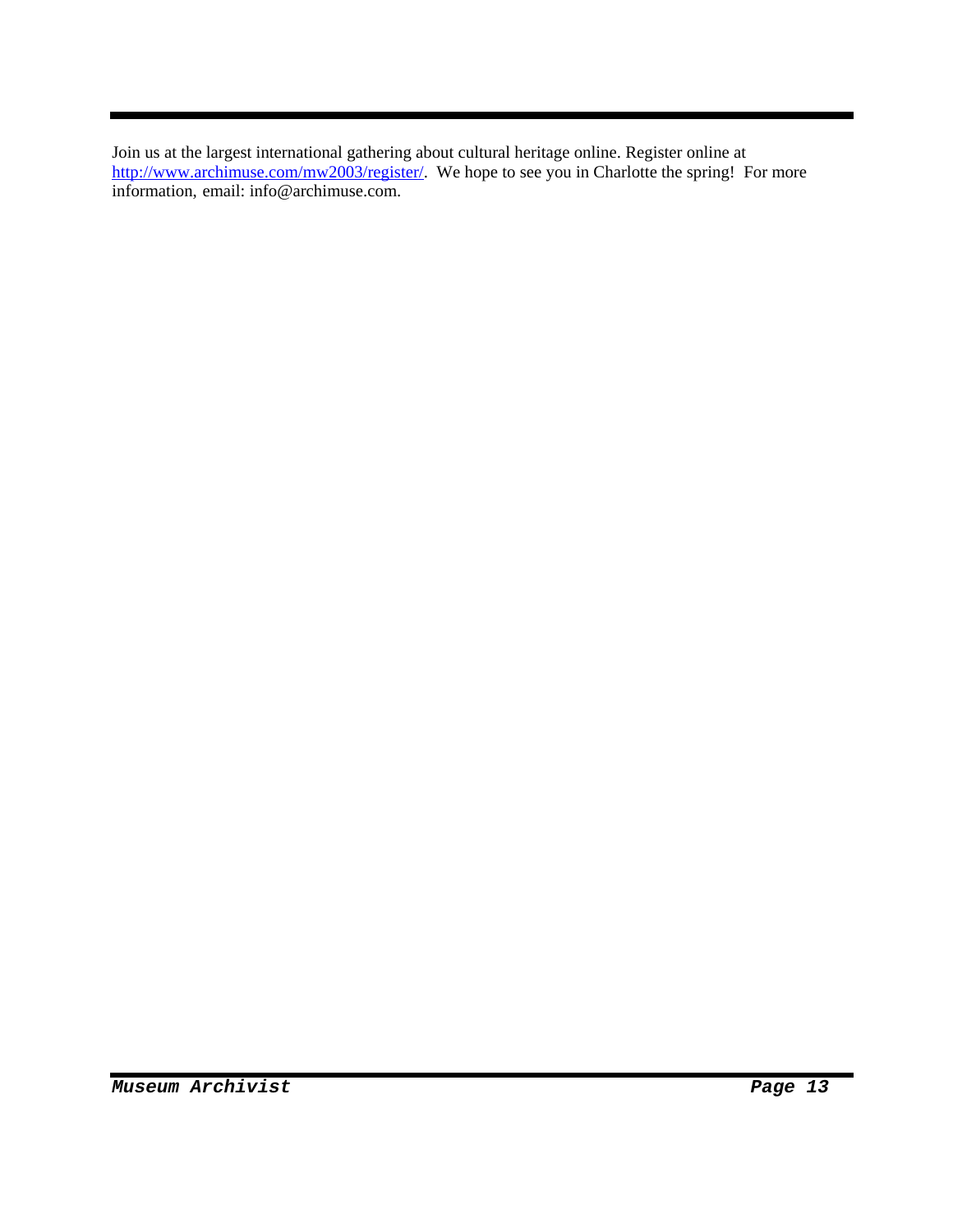Join us at the largest international gathering about cultural heritage online. Register online at [http://www.archimuse.com/mw2003/register/](http://www.archimuse.com/mw2003/register/). We hope to see you in Charlotte the spring! For more information, email: info@archimuse.com.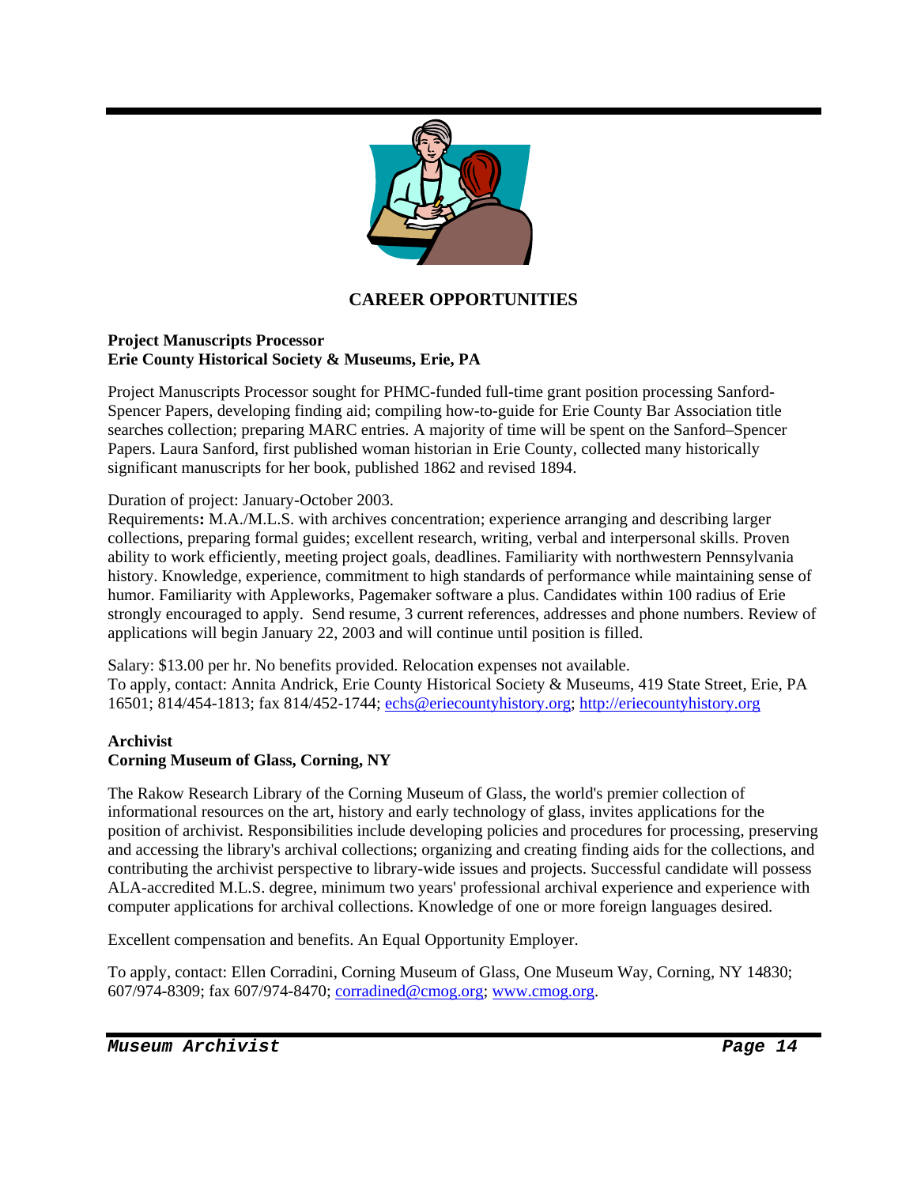## CAREER OPPORTUNITIES

**Project Manuscripts Processor**
**Erie County Historical Society & Museums, Erie, PA**

Project Manuscripts Processor sought for PHMC-funded full-time grant position processing Sanford-Spencer Papers, developing finding aid; compiling how-to-guide for Erie County Bar Association title searches collection; preparing MARC entries. A majority of time will be spent on the Sanford–Spencer Papers. Laura Sanford, first published woman historian in Erie County, collected many historically significant manuscripts for her book, published 1862 and revised 1894.

Duration of project: January-October 2003.
Requirements**:** M.A./M.L.S. with archives concentration; experience arranging and describing larger collections, preparing formal guides; excellent research, writing, verbal and interpersonal skills. Proven ability to work efficiently, meeting project goals, deadlines. Familiarity with northwestern Pennsylvania history. Knowledge, experience, commitment to high standards of performance while maintaining sense of humor. Familiarity with Appleworks, Pagemaker software a plus. Candidates within 100 radius of Erie strongly encouraged to apply. Send resume, 3 current references, addresses and phone numbers. Review of applications will begin January 22, 2003 and will continue until position is filled.

Salary: $13.00 per hr. No benefits provided. Relocation expenses not available.
To apply, contact: Annita Andrick, Erie County Historical Society & Museums, 419 State Street, Erie, PA 16501; 814/454-1813; fax 814/452-1744; echs@eriecountyhistory.org; http://eriecountyhistory.org

**Archivist**
**Corning Museum of Glass, Corning, NY**

The Rakow Research Library of the Corning Museum of Glass, the world's premier collection of informational resources on the art, history and early technology of glass, invites applications for the position of archivist. Responsibilities include developing policies and procedures for processing, preserving and accessing the library's archival collections; organizing and creating finding aids for the collections, and contributing the archivist perspective to library-wide issues and projects. Successful candidate will possess ALA-accredited M.L.S. degree, minimum two years' professional archival experience and experience with computer applications for archival collections. Knowledge of one or more foreign languages desired.

Excellent compensation and benefits. An Equal Opportunity Employer.

To apply, contact: Ellen Corradini, Corning Museum of Glass, One Museum Way, Corning, NY 14830; 607/974-8309; fax 607/974-8470; corradined@cmog.org; www.cmog.org.